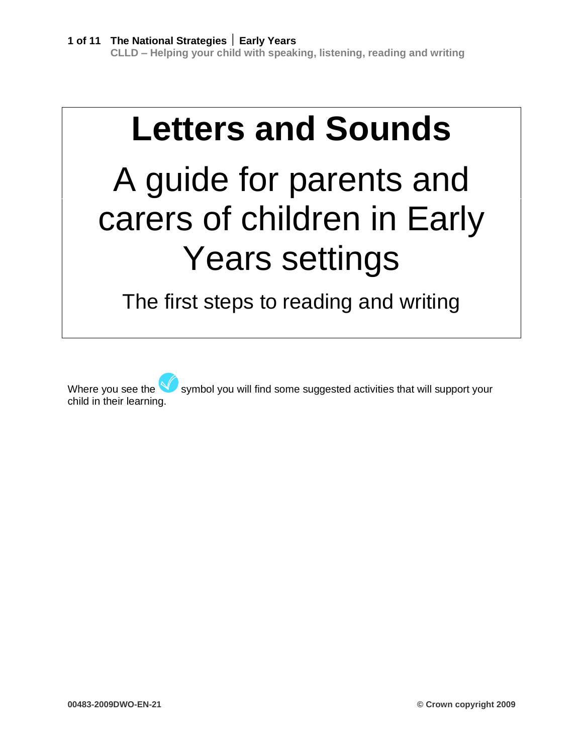# Letters and Sounds

## A guide for parents and carers of children in Early Years settings

### The first steps to reading and writing

Where you see the ✓ symbol you will find some suggested activities that will support your child in their learning.

00483-2009DWO-EN-21

© Crown copyright 2009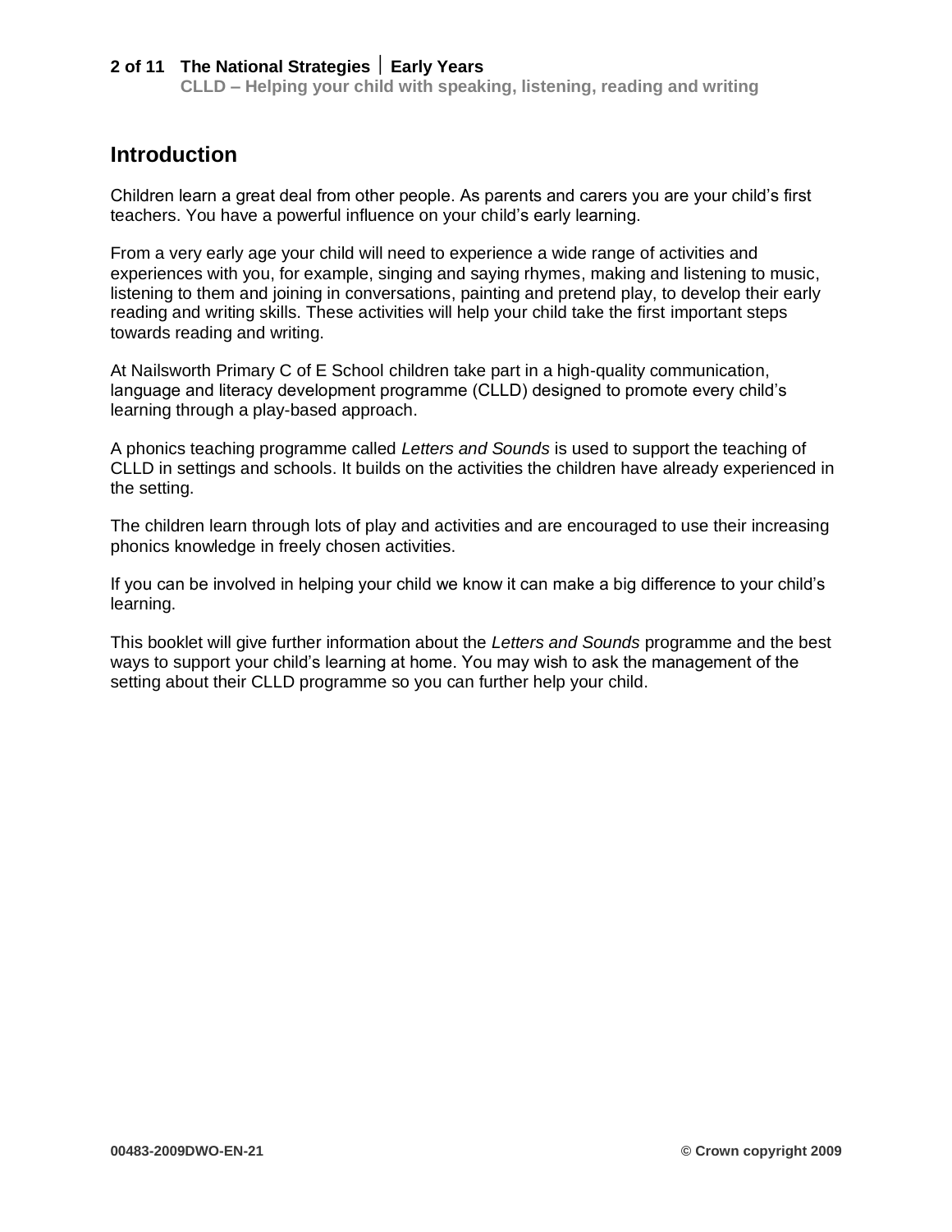## Introduction

Children learn a great deal from other people. As parents and carers you are your child's first teachers. You have a powerful influence on your child's early learning.

From a very early age your child will need to experience a wide range of activities and experiences with you, for example, singing and saying rhymes, making and listening to music, listening to them and joining in conversations, painting and pretend play, to develop their early reading and writing skills. These activities will help your child take the first important steps towards reading and writing.

At Nailsworth Primary C of E School children take part in a high-quality communication, language and literacy development programme (CLLD) designed to promote every child's learning through a play-based approach.

A phonics teaching programme called *Letters and Sounds* is used to support the teaching of CLLD in settings and schools. It builds on the activities the children have already experienced in the setting.

The children learn through lots of play and activities and are encouraged to use their increasing phonics knowledge in freely chosen activities.

If you can be involved in helping your child we know it can make a big difference to your child's learning.

This booklet will give further information about the *Letters and Sounds* programme and the best ways to support your child's learning at home. You may wish to ask the management of the setting about their CLLD programme so you can further help your child.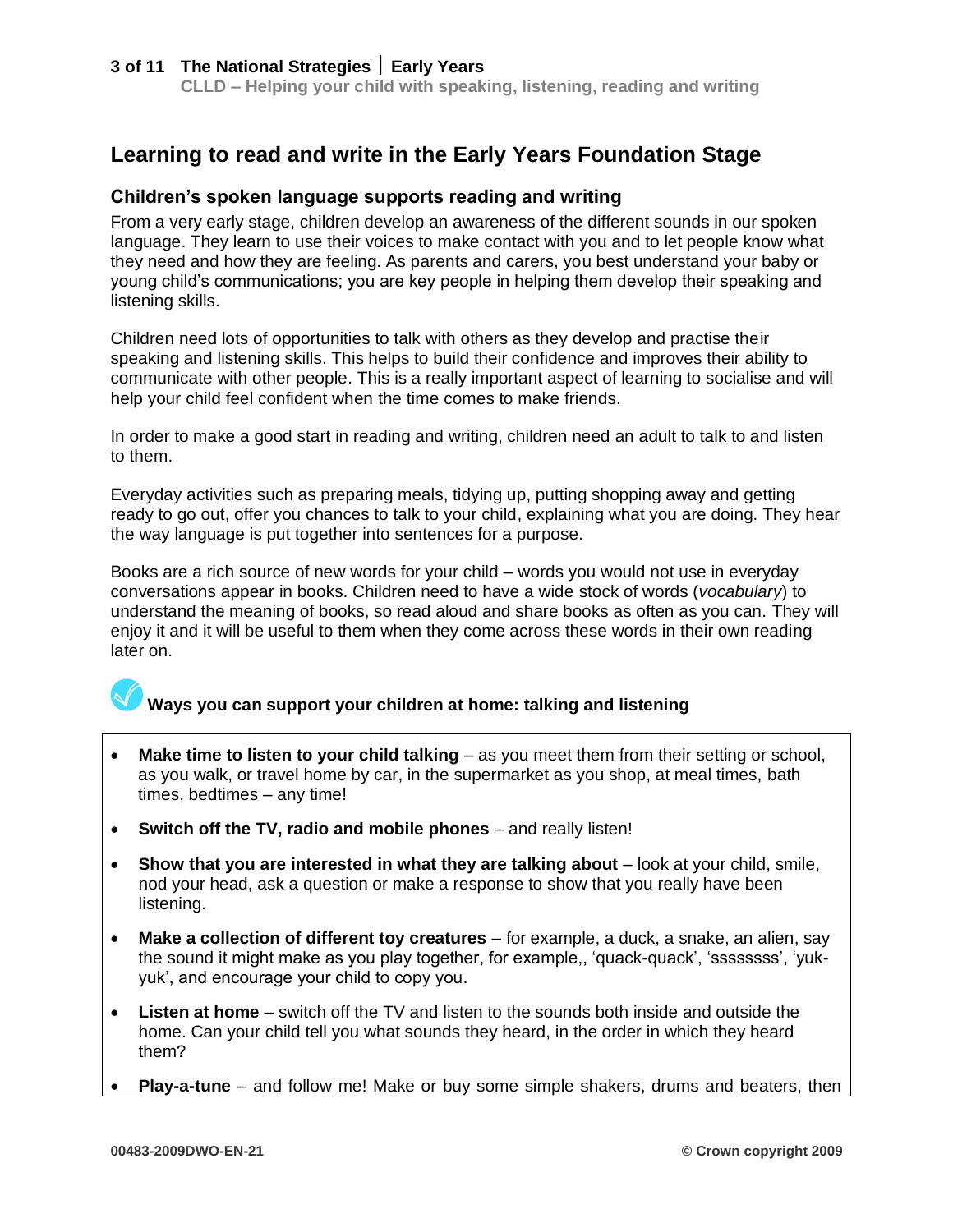# Learning to read and write in the Early Years Foundation Stage

## Children's spoken language supports reading and writing

From a very early stage, children develop an awareness of the different sounds in our spoken language. They learn to use their voices to make contact with you and to let people know what they need and how they are feeling. As parents and carers, you best understand your baby or young child's communications; you are key people in helping them develop their speaking and listening skills.

Children need lots of opportunities to talk with others as they develop and practise their speaking and listening skills. This helps to build their confidence and improves their ability to communicate with other people. This is a really important aspect of learning to socialise and will help your child feel confident when the time comes to make friends.

In order to make a good start in reading and writing, children need an adult to talk to and listen to them.

Everyday activities such as preparing meals, tidying up, putting shopping away and getting ready to go out, offer you chances to talk to your child, explaining what you are doing. They hear the way language is put together into sentences for a purpose.

Books are a rich source of new words for your child – words you would not use in everyday conversations appear in books. Children need to have a wide stock of words (*vocabulary*) to understand the meaning of books, so read aloud and share books as often as you can. They will enjoy it and it will be useful to them when they come across these words in their own reading later on.

### Ways you can support your children at home: talking and listening

- **Make time to listen to your child talking** – as you meet them from their setting or school, as you walk, or travel home by car, in the supermarket as you shop, at meal times, bath times, bedtimes – any time!
- **Switch off the TV, radio and mobile phones** – and really listen!
- **Show that you are interested in what they are talking about** – look at your child, smile, nod your head, ask a question or make a response to show that you really have been listening.
- **Make a collection of different toy creatures** – for example, a duck, a snake, an alien, say the sound it might make as you play together, for example,, 'quack-quack', 'ssssssss', 'yuk-yuk', and encourage your child to copy you.
- **Listen at home** – switch off the TV and listen to the sounds both inside and outside the home. Can your child tell you what sounds they heard, in the order in which they heard them?
- **Play-a-tune** – and follow me! Make or buy some simple shakers, drums and beaters, then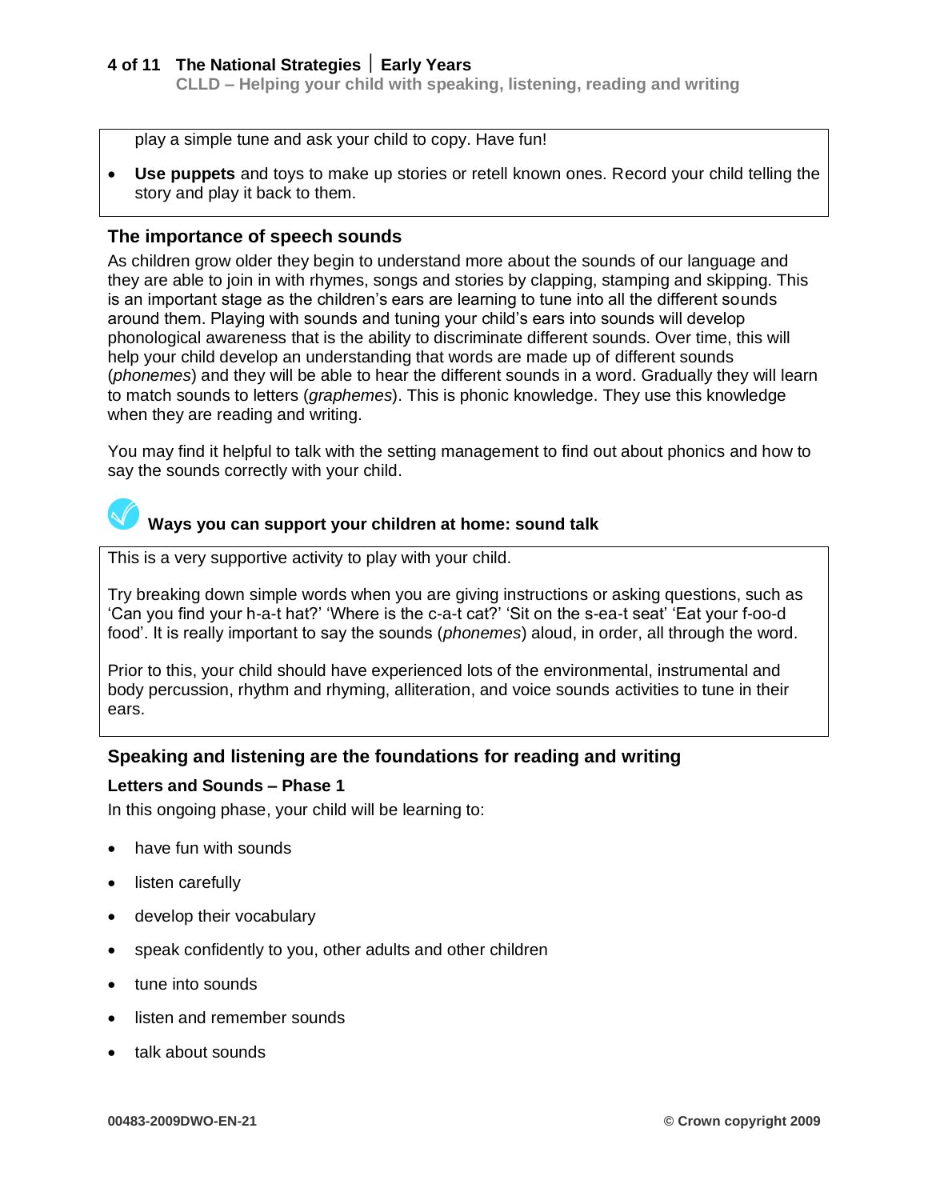play a simple tune and ask your child to copy. Have fun!

- **Use puppets** and toys to make up stories or retell known ones. Record your child telling the story and play it back to them.

## The importance of speech sounds

As children grow older they begin to understand more about the sounds of our language and they are able to join in with rhymes, songs and stories by clapping, stamping and skipping. This is an important stage as the children's ears are learning to tune into all the different sounds around them. Playing with sounds and tuning your child's ears into sounds will develop phonological awareness that is the ability to discriminate different sounds. Over time, this will help your child develop an understanding that words are made up of different sounds (*phonemes*) and they will be able to hear the different sounds in a word. Gradually they will learn to match sounds to letters (*graphemes*). This is phonic knowledge. They use this knowledge when they are reading and writing.

You may find it helpful to talk with the setting management to find out about phonics and how to say the sounds correctly with your child.

### Ways you can support your children at home: sound talk

This is a very supportive activity to play with your child.

Try breaking down simple words when you are giving instructions or asking questions, such as 'Can you find your h-a-t hat?' 'Where is the c-a-t cat?' 'Sit on the s-ea-t seat' 'Eat your f-oo-d food'. It is really important to say the sounds (*phonemes*) aloud, in order, all through the word.

Prior to this, your child should have experienced lots of the environmental, instrumental and body percussion, rhythm and rhyming, alliteration, and voice sounds activities to tune in their ears.

## Speaking and listening are the foundations for reading and writing

### Letters and Sounds – Phase 1

In this ongoing phase, your child will be learning to:

- have fun with sounds
- listen carefully
- develop their vocabulary
- speak confidently to you, other adults and other children
- tune into sounds
- listen and remember sounds
- talk about sounds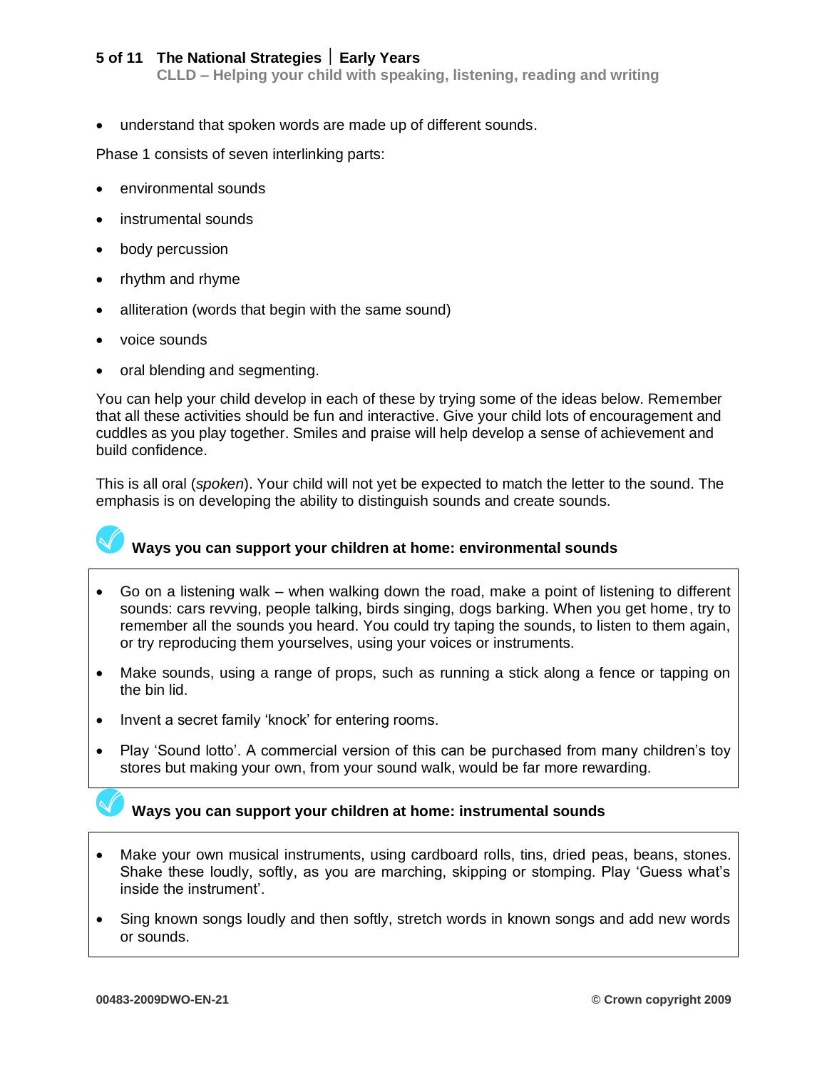- understand that spoken words are made up of different sounds.

Phase 1 consists of seven interlinking parts:

- environmental sounds
- instrumental sounds
- body percussion
- rhythm and rhyme
- alliteration (words that begin with the same sound)
- voice sounds
- oral blending and segmenting.

You can help your child develop in each of these by trying some of the ideas below. Remember that all these activities should be fun and interactive. Give your child lots of encouragement and cuddles as you play together. Smiles and praise will help develop a sense of achievement and build confidence.

This is all oral (*spoken*). Your child will not yet be expected to match the letter to the sound. The emphasis is on developing the ability to distinguish sounds and create sounds.

### Ways you can support your children at home: environmental sounds

- Go on a listening walk – when walking down the road, make a point of listening to different sounds: cars revving, people talking, birds singing, dogs barking. When you get home, try to remember all the sounds you heard. You could try taping the sounds, to listen to them again, or try reproducing them yourselves, using your voices or instruments.
- Make sounds, using a range of props, such as running a stick along a fence or tapping on the bin lid.
- Invent a secret family 'knock' for entering rooms.
- Play 'Sound lotto'. A commercial version of this can be purchased from many children's toy stores but making your own, from your sound walk, would be far more rewarding.

### Ways you can support your children at home: instrumental sounds

- Make your own musical instruments, using cardboard rolls, tins, dried peas, beans, stones. Shake these loudly, softly, as you are marching, skipping or stomping. Play 'Guess what's inside the instrument'.
- Sing known songs loudly and then softly, stretch words in known songs and add new words or sounds.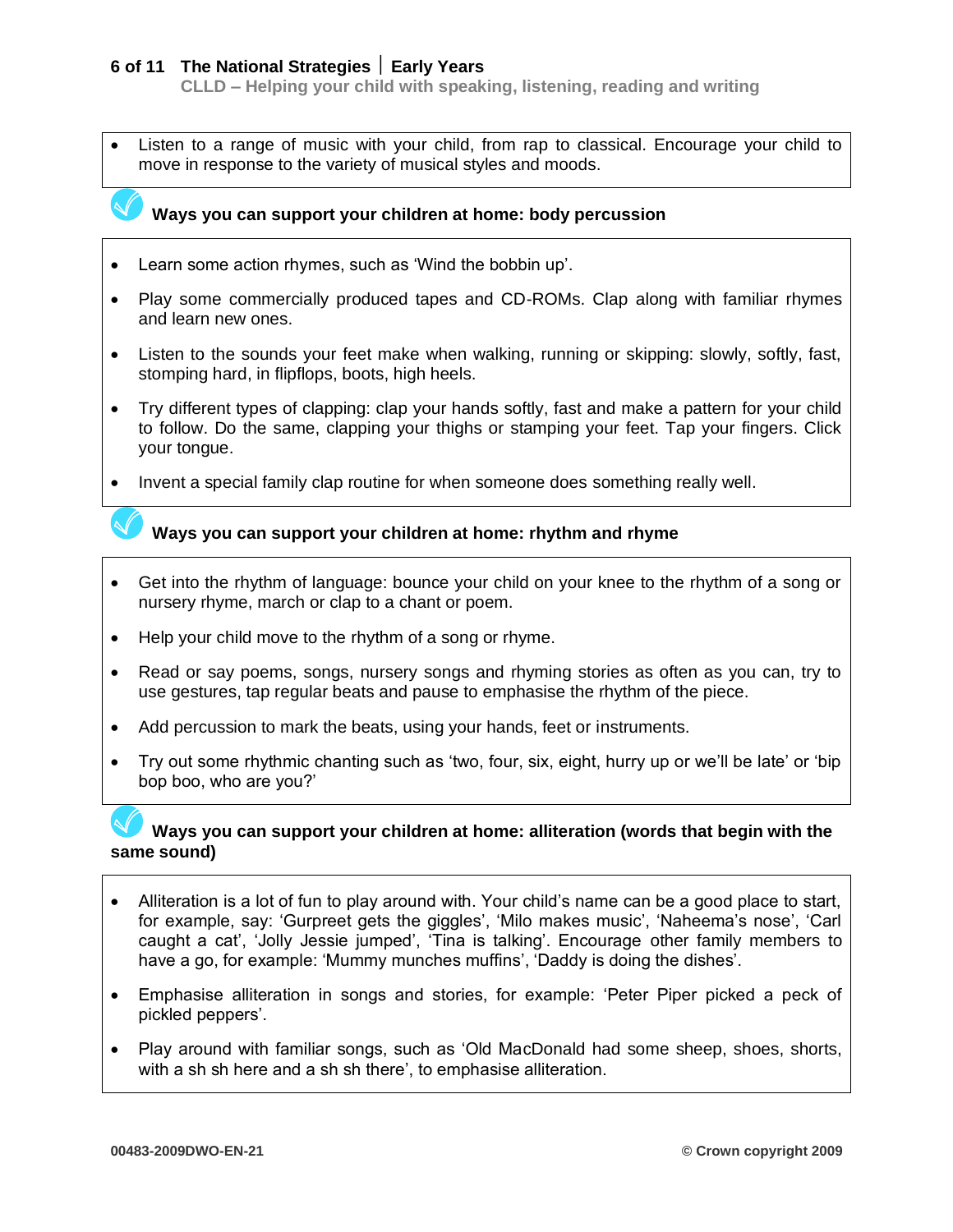- Listen to a range of music with your child, from rap to classical. Encourage your child to move in response to the variety of musical styles and moods.

### Ways you can support your children at home: body percussion

- Learn some action rhymes, such as 'Wind the bobbin up'.
- Play some commercially produced tapes and CD-ROMs. Clap along with familiar rhymes and learn new ones.
- Listen to the sounds your feet make when walking, running or skipping: slowly, softly, fast, stomping hard, in flipflops, boots, high heels.
- Try different types of clapping: clap your hands softly, fast and make a pattern for your child to follow. Do the same, clapping your thighs or stamping your feet. Tap your fingers. Click your tongue.
- Invent a special family clap routine for when someone does something really well.

### Ways you can support your children at home: rhythm and rhyme

- Get into the rhythm of language: bounce your child on your knee to the rhythm of a song or nursery rhyme, march or clap to a chant or poem.
- Help your child move to the rhythm of a song or rhyme.
- Read or say poems, songs, nursery songs and rhyming stories as often as you can, try to use gestures, tap regular beats and pause to emphasise the rhythm of the piece.
- Add percussion to mark the beats, using your hands, feet or instruments.
- Try out some rhythmic chanting such as 'two, four, six, eight, hurry up or we'll be late' or 'bip bop boo, who are you?'

### Ways you can support your children at home: alliteration (words that begin with the same sound)

- Alliteration is a lot of fun to play around with. Your child's name can be a good place to start, for example, say: 'Gurpreet gets the giggles', 'Milo makes music', 'Naheema's nose', 'Carl caught a cat', 'Jolly Jessie jumped', 'Tina is talking'. Encourage other family members to have a go, for example: 'Mummy munches muffins', 'Daddy is doing the dishes'.
- Emphasise alliteration in songs and stories, for example: 'Peter Piper picked a peck of pickled peppers'.
- Play around with familiar songs, such as 'Old MacDonald had some sheep, shoes, shorts, with a sh sh here and a sh sh there', to emphasise alliteration.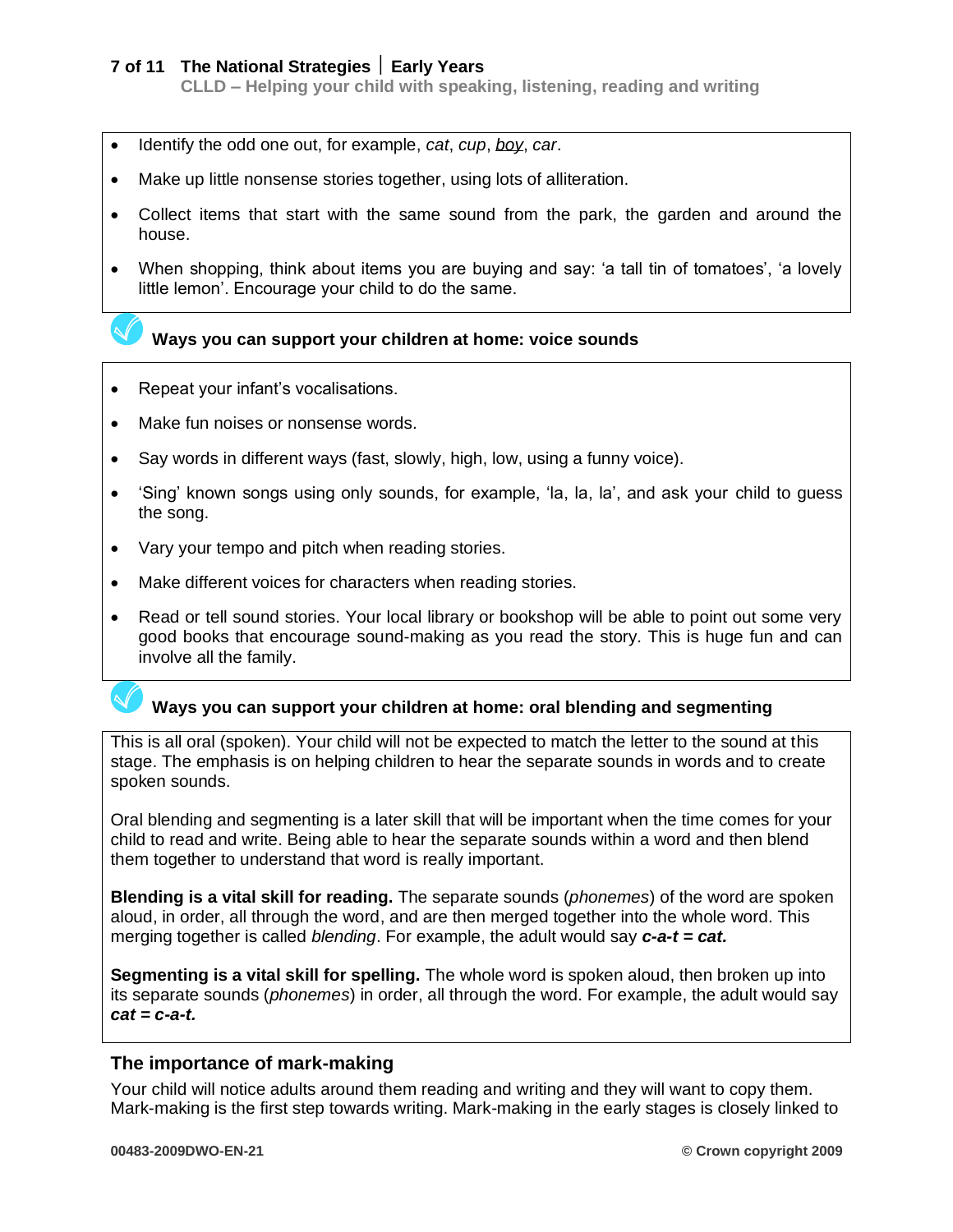- Identify the odd one out, for example, *cat*, *cup*, *boy*, *car*.
- Make up little nonsense stories together, using lots of alliteration.
- Collect items that start with the same sound from the park, the garden and around the house.
- When shopping, think about items you are buying and say: 'a tall tin of tomatoes', 'a lovely little lemon'. Encourage your child to do the same.

### Ways you can support your children at home: voice sounds

- Repeat your infant's vocalisations.
- Make fun noises or nonsense words.
- Say words in different ways (fast, slowly, high, low, using a funny voice).
- 'Sing' known songs using only sounds, for example, 'la, la, la', and ask your child to guess the song.
- Vary your tempo and pitch when reading stories.
- Make different voices for characters when reading stories.
- Read or tell sound stories. Your local library or bookshop will be able to point out some very good books that encourage sound-making as you read the story. This is huge fun and can involve all the family.

### Ways you can support your children at home: oral blending and segmenting

This is all oral (spoken). Your child will not be expected to match the letter to the sound at this stage. The emphasis is on helping children to hear the separate sounds in words and to create spoken sounds.

Oral blending and segmenting is a later skill that will be important when the time comes for your child to read and write. Being able to hear the separate sounds within a word and then blend them together to understand that word is really important.

**Blending is a vital skill for reading.** The separate sounds (*phonemes*) of the word are spoken aloud, in order, all through the word, and are then merged together into the whole word. This merging together is called *blending*. For example, the adult would say ***c-a-t = cat.***

**Segmenting is a vital skill for spelling.** The whole word is spoken aloud, then broken up into its separate sounds (*phonemes*) in order, all through the word. For example, the adult would say ***cat = c-a-t.***

## The importance of mark-making

Your child will notice adults around them reading and writing and they will want to copy them. Mark-making is the first step towards writing. Mark-making in the early stages is closely linked to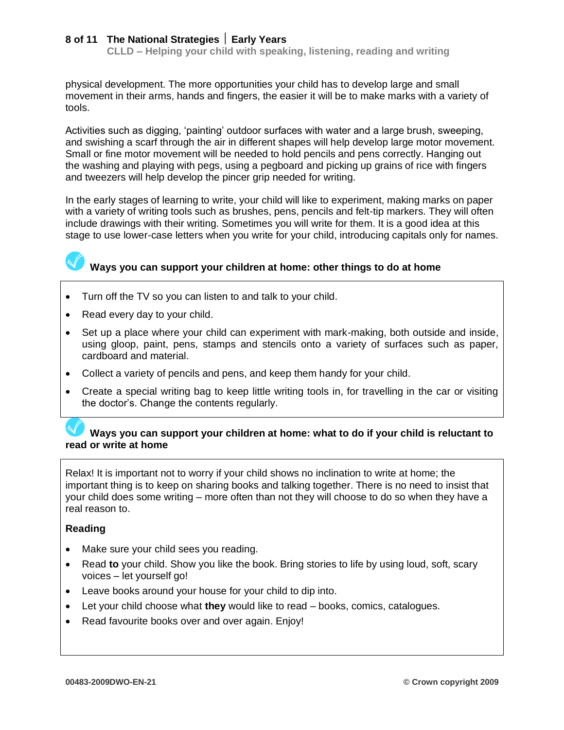physical development. The more opportunities your child has to develop large and small movement in their arms, hands and fingers, the easier it will be to make marks with a variety of tools.

Activities such as digging, 'painting' outdoor surfaces with water and a large brush, sweeping, and swishing a scarf through the air in different shapes will help develop large motor movement. Small or fine motor movement will be needed to hold pencils and pens correctly. Hanging out the washing and playing with pegs, using a pegboard and picking up grains of rice with fingers and tweezers will help develop the pincer grip needed for writing.

In the early stages of learning to write, your child will like to experiment, making marks on paper with a variety of writing tools such as brushes, pens, pencils and felt-tip markers. They will often include drawings with their writing. Sometimes you will write for them. It is a good idea at this stage to use lower-case letters when you write for your child, introducing capitals only for names.

### Ways you can support your children at home: other things to do at home

- Turn off the TV so you can listen to and talk to your child.
- Read every day to your child.
- Set up a place where your child can experiment with mark-making, both outside and inside, using gloop, paint, pens, stamps and stencils onto a variety of surfaces such as paper, cardboard and material.
- Collect a variety of pencils and pens, and keep them handy for your child.
- Create a special writing bag to keep little writing tools in, for travelling in the car or visiting the doctor's. Change the contents regularly.

### Ways you can support your children at home: what to do if your child is reluctant to read or write at home

Relax! It is important not to worry if your child shows no inclination to write at home; the important thing is to keep on sharing books and talking together. There is no need to insist that your child does some writing – more often than not they will choose to do so when they have a real reason to.

**Reading**

- Make sure your child sees you reading.
- Read **to** your child. Show you like the book. Bring stories to life by using loud, soft, scary voices – let yourself go!
- Leave books around your house for your child to dip into.
- Let your child choose what **they** would like to read – books, comics, catalogues.
- Read favourite books over and over again. Enjoy!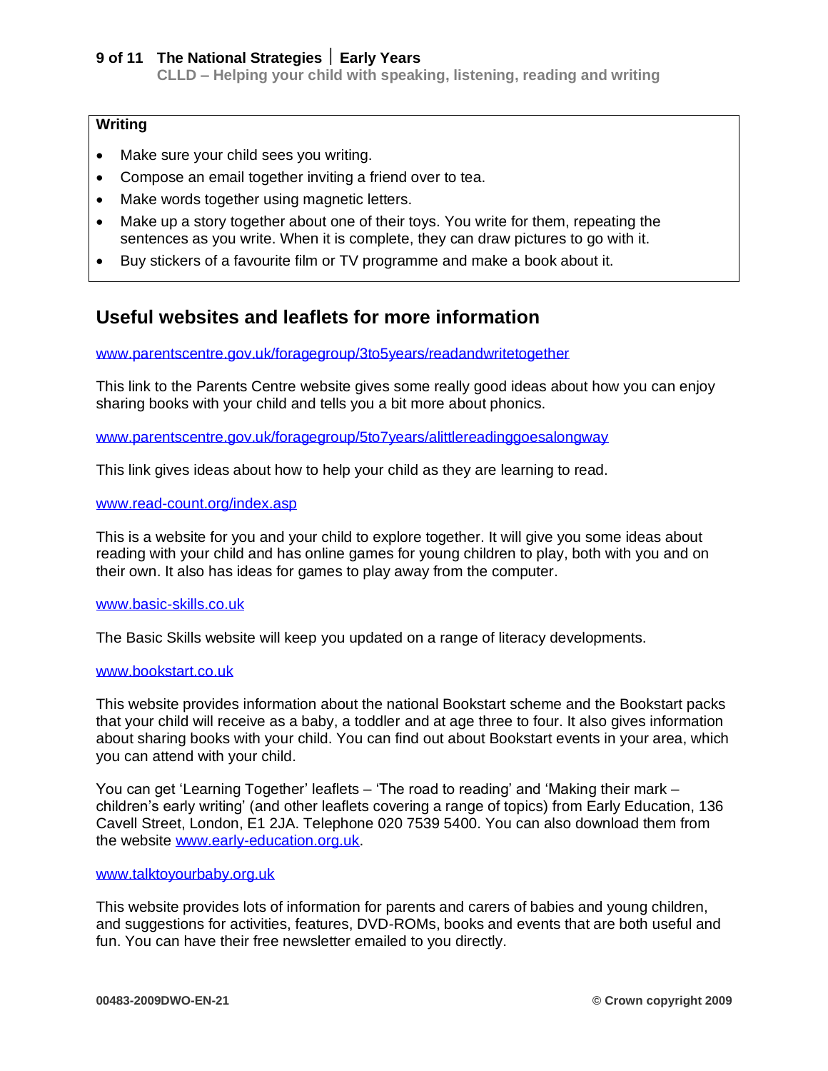**Writing**

- Make sure your child sees you writing.
- Compose an email together inviting a friend over to tea.
- Make words together using magnetic letters.
- Make up a story together about one of their toys. You write for them, repeating the sentences as you write. When it is complete, they can draw pictures to go with it.
- Buy stickers of a favourite film or TV programme and make a book about it.

## Useful websites and leaflets for more information

www.parentscentre.gov.uk/foragegroup/3to5years/readandwritetogether

This link to the Parents Centre website gives some really good ideas about how you can enjoy sharing books with your child and tells you a bit more about phonics.

www.parentscentre.gov.uk/foragegroup/5to7years/alittlereadinggoesalongway

This link gives ideas about how to help your child as they are learning to read.

www.read-count.org/index.asp

This is a website for you and your child to explore together. It will give you some ideas about reading with your child and has online games for young children to play, both with you and on their own. It also has ideas for games to play away from the computer.

www.basic-skills.co.uk

The Basic Skills website will keep you updated on a range of literacy developments.

www.bookstart.co.uk

This website provides information about the national Bookstart scheme and the Bookstart packs that your child will receive as a baby, a toddler and at age three to four. It also gives information about sharing books with your child. You can find out about Bookstart events in your area, which you can attend with your child.

You can get 'Learning Together' leaflets – 'The road to reading' and 'Making their mark – children's early writing' (and other leaflets covering a range of topics) from Early Education, 136 Cavell Street, London, E1 2JA. Telephone 020 7539 5400. You can also download them from the website www.early-education.org.uk.

www.talktoyourbaby.org.uk

This website provides lots of information for parents and carers of babies and young children, and suggestions for activities, features, DVD-ROMs, books and events that are both useful and fun. You can have their free newsletter emailed to you directly.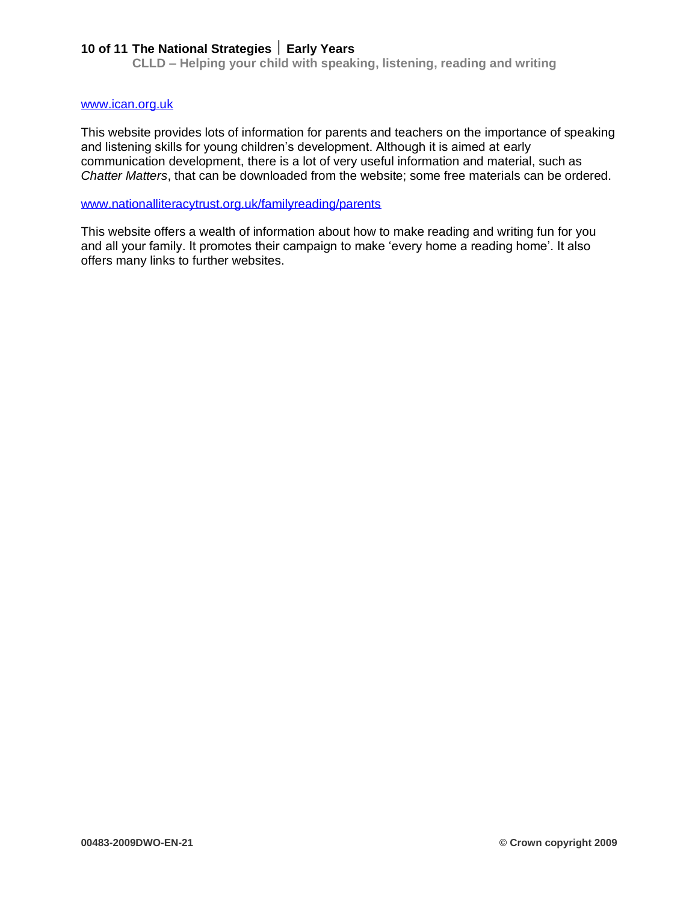www.ican.org.uk

This website provides lots of information for parents and teachers on the importance of speaking and listening skills for young children's development. Although it is aimed at early communication development, there is a lot of very useful information and material, such as *Chatter Matters*, that can be downloaded from the website; some free materials can be ordered.

www.nationalliteracytrust.org.uk/familyreading/parents

This website offers a wealth of information about how to make reading and writing fun for you and all your family. It promotes their campaign to make 'every home a reading home'. It also offers many links to further websites.